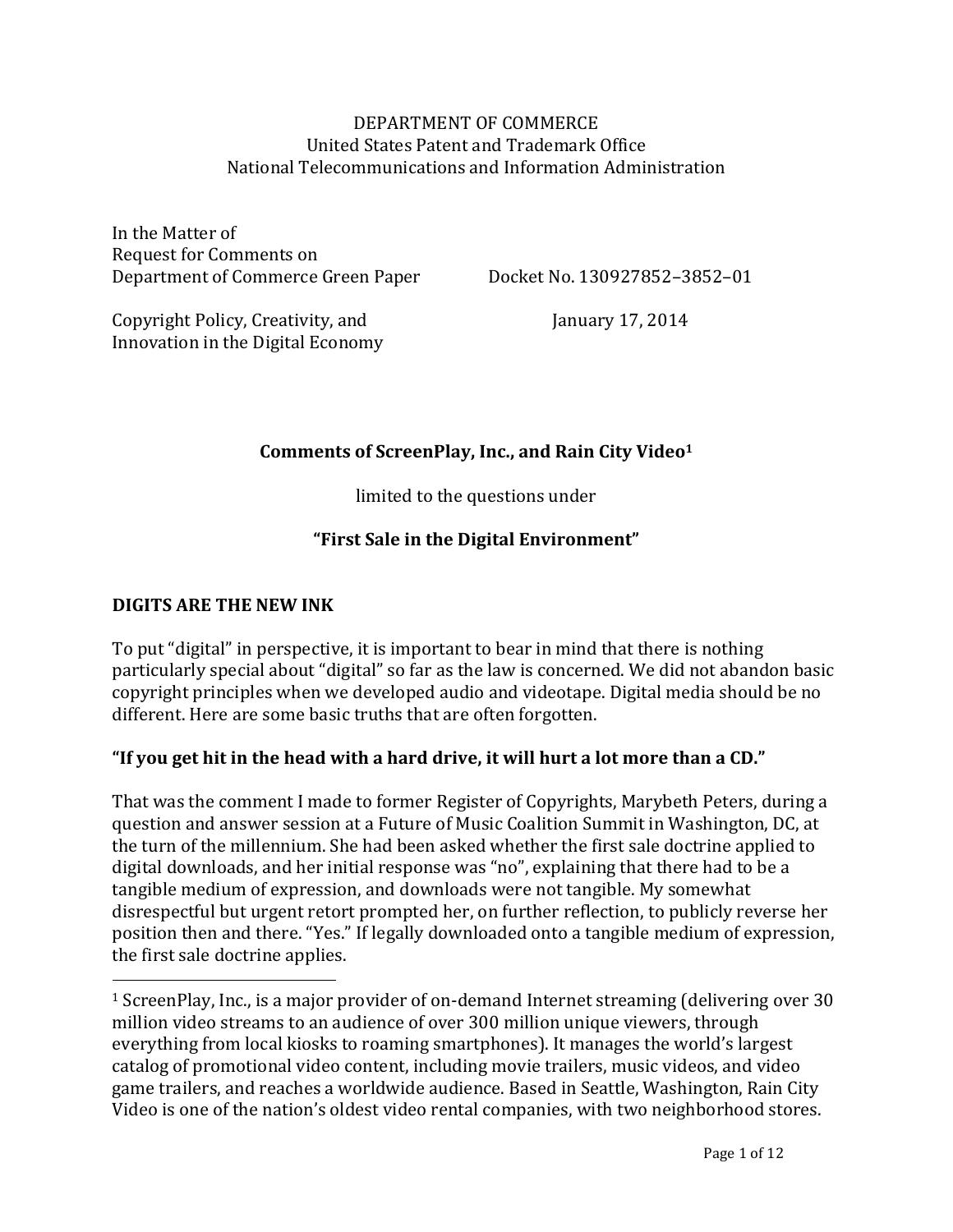DEPARTMENT OF COMMERCE
United States Patent and Trademark Office
National Telecommunications and Information Administration

In the Matter of
Request for Comments on
Department of Commerce Green Paper — Docket No. 130927852–3852–01

Copyright Policy, Creativity, and
Innovation in the Digital Economy — January 17, 2014

**Comments of ScreenPlay, Inc., and Rain City Video[1]**

limited to the questions under

**"First Sale in the Digital Environment"**

## DIGITS ARE THE NEW INK

To put "digital" in perspective, it is important to bear in mind that there is nothing particularly special about "digital" so far as the law is concerned. We did not abandon basic copyright principles when we developed audio and videotape. Digital media should be no different. Here are some basic truths that are often forgotten.

### "If you get hit in the head with a hard drive, it will hurt a lot more than a CD."

That was the comment I made to former Register of Copyrights, Marybeth Peters, during a question and answer session at a Future of Music Coalition Summit in Washington, DC, at the turn of the millennium. She had been asked whether the first sale doctrine applied to digital downloads, and her initial response was "no", explaining that there had to be a tangible medium of expression, and downloads were not tangible. My somewhat disrespectful but urgent retort prompted her, on further reflection, to publicly reverse her position then and there. "Yes." If legally downloaded onto a tangible medium of expression, the first sale doctrine applies.

---

[1] ScreenPlay, Inc., is a major provider of on-demand Internet streaming (delivering over 30 million video streams to an audience of over 300 million unique viewers, through everything from local kiosks to roaming smartphones). It manages the world's largest catalog of promotional video content, including movie trailers, music videos, and video game trailers, and reaches a worldwide audience. Based in Seattle, Washington, Rain City Video is one of the nation's oldest video rental companies, with two neighborhood stores.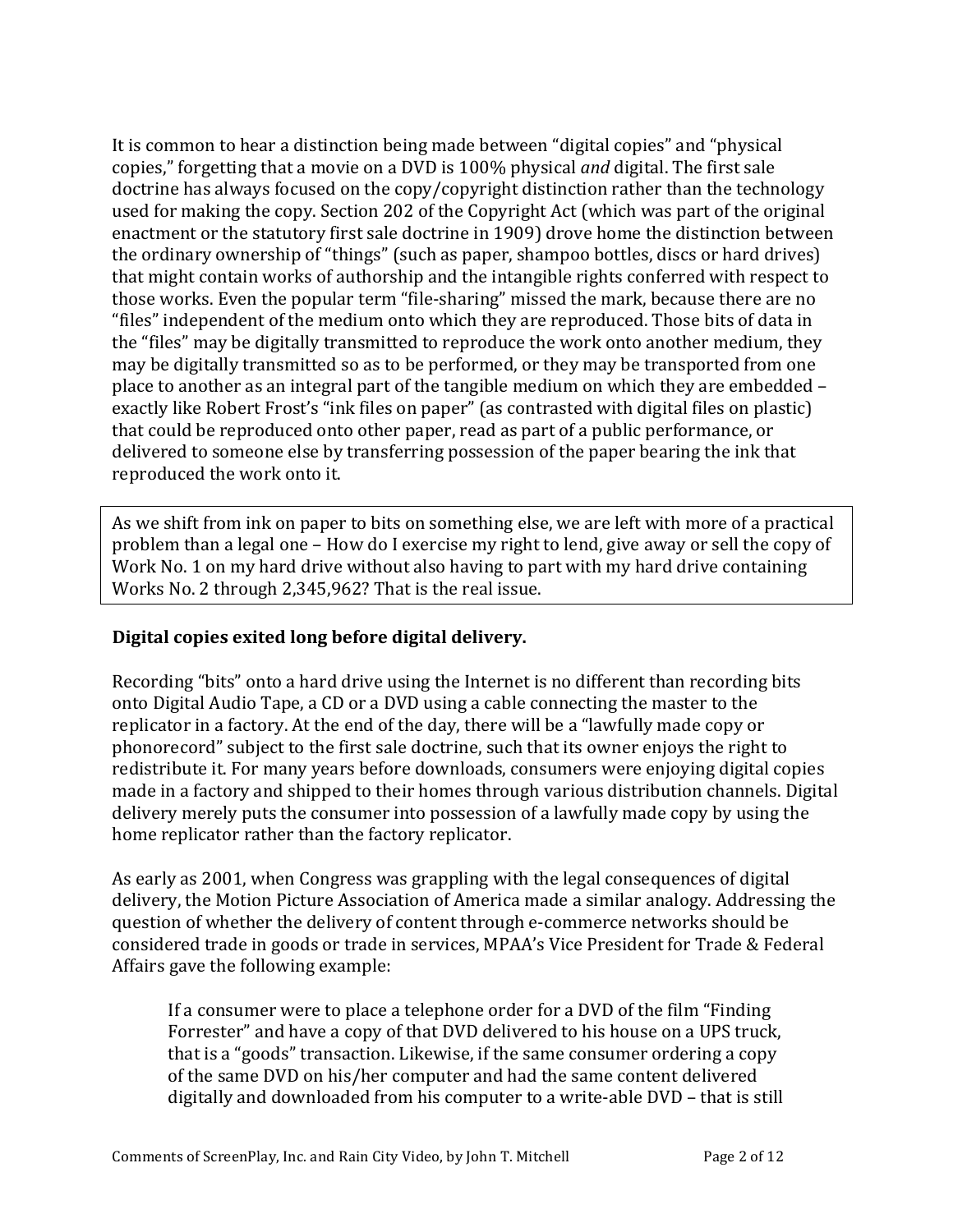It is common to hear a distinction being made between "digital copies" and "physical copies," forgetting that a movie on a DVD is 100% physical *and* digital. The first sale doctrine has always focused on the copy/copyright distinction rather than the technology used for making the copy. Section 202 of the Copyright Act (which was part of the original enactment or the statutory first sale doctrine in 1909) drove home the distinction between the ordinary ownership of "things" (such as paper, shampoo bottles, discs or hard drives) that might contain works of authorship and the intangible rights conferred with respect to those works. Even the popular term "file-sharing" missed the mark, because there are no "files" independent of the medium onto which they are reproduced. Those bits of data in the "files" may be digitally transmitted to reproduce the work onto another medium, they may be digitally transmitted so as to be performed, or they may be transported from one place to another as an integral part of the tangible medium on which they are embedded – exactly like Robert Frost's "ink files on paper" (as contrasted with digital files on plastic) that could be reproduced onto other paper, read as part of a public performance, or delivered to someone else by transferring possession of the paper bearing the ink that reproduced the work onto it.

> As we shift from ink on paper to bits on something else, we are left with more of a practical problem than a legal one – How do I exercise my right to lend, give away or sell the copy of Work No. 1 on my hard drive without also having to part with my hard drive containing Works No. 2 through 2,345,962? That is the real issue.

**Digital copies exited long before digital delivery.**

Recording "bits" onto a hard drive using the Internet is no different than recording bits onto Digital Audio Tape, a CD or a DVD using a cable connecting the master to the replicator in a factory. At the end of the day, there will be a "lawfully made copy or phonorecord" subject to the first sale doctrine, such that its owner enjoys the right to redistribute it. For many years before downloads, consumers were enjoying digital copies made in a factory and shipped to their homes through various distribution channels. Digital delivery merely puts the consumer into possession of a lawfully made copy by using the home replicator rather than the factory replicator.

As early as 2001, when Congress was grappling with the legal consequences of digital delivery, the Motion Picture Association of America made a similar analogy. Addressing the question of whether the delivery of content through e-commerce networks should be considered trade in goods or trade in services, MPAA's Vice President for Trade & Federal Affairs gave the following example:

> If a consumer were to place a telephone order for a DVD of the film "Finding Forrester" and have a copy of that DVD delivered to his house on a UPS truck, that is a "goods" transaction. Likewise, if the same consumer ordering a copy of the same DVD on his/her computer and had the same content delivered digitally and downloaded from his computer to a write-able DVD – that is still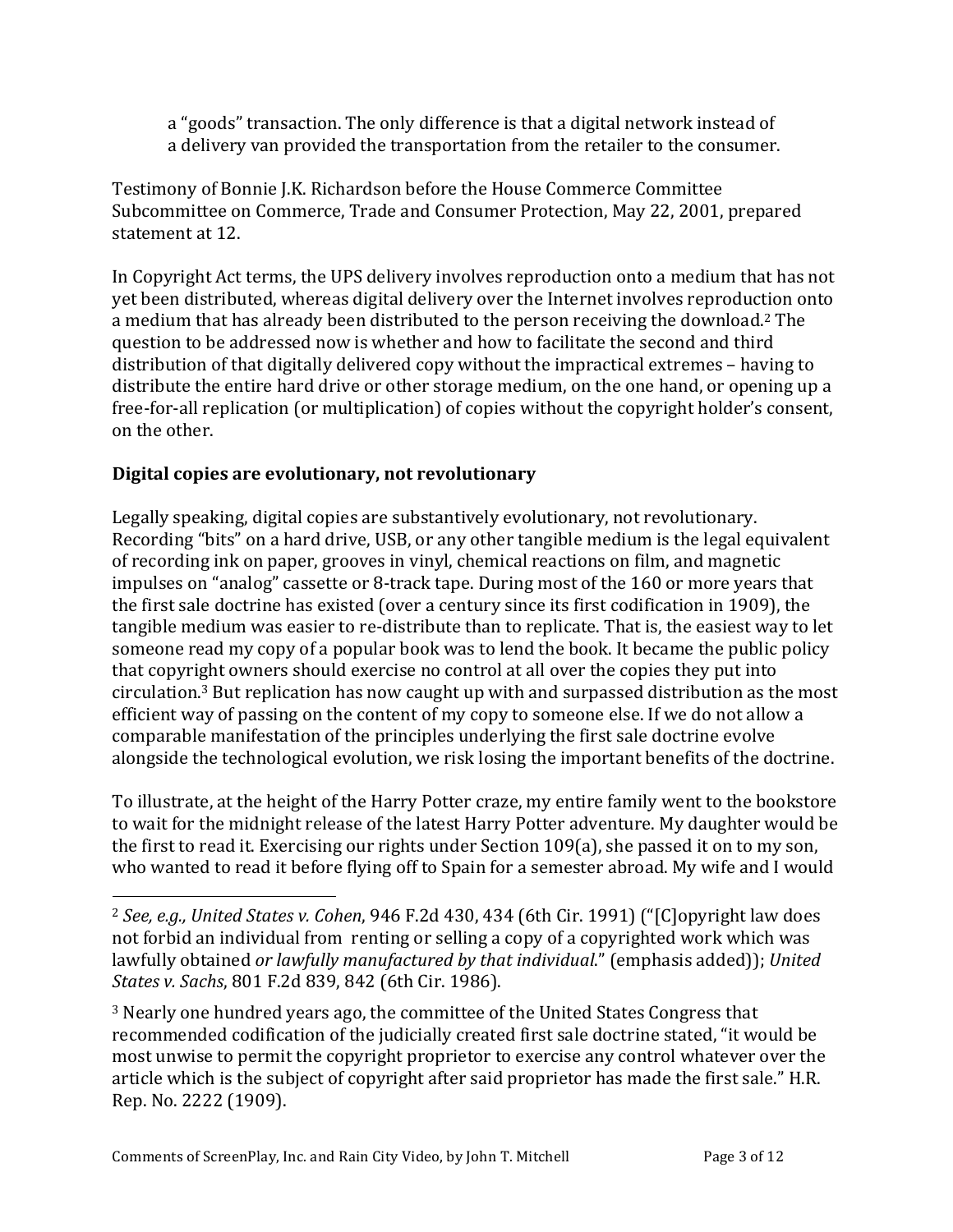a "goods" transaction. The only difference is that a digital network instead of a delivery van provided the transportation from the retailer to the consumer.

Testimony of Bonnie J.K. Richardson before the House Commerce Committee Subcommittee on Commerce, Trade and Consumer Protection, May 22, 2001, prepared statement at 12.

In Copyright Act terms, the UPS delivery involves reproduction onto a medium that has not yet been distributed, whereas digital delivery over the Internet involves reproduction onto a medium that has already been distributed to the person receiving the download.[2] The question to be addressed now is whether and how to facilitate the second and third distribution of that digitally delivered copy without the impractical extremes – having to distribute the entire hard drive or other storage medium, on the one hand, or opening up a free-for-all replication (or multiplication) of copies without the copyright holder's consent, on the other.

**Digital copies are evolutionary, not revolutionary**

Legally speaking, digital copies are substantively evolutionary, not revolutionary. Recording "bits" on a hard drive, USB, or any other tangible medium is the legal equivalent of recording ink on paper, grooves in vinyl, chemical reactions on film, and magnetic impulses on "analog" cassette or 8-track tape. During most of the 160 or more years that the first sale doctrine has existed (over a century since its first codification in 1909), the tangible medium was easier to re-distribute than to replicate. That is, the easiest way to let someone read my copy of a popular book was to lend the book. It became the public policy that copyright owners should exercise no control at all over the copies they put into circulation.[3] But replication has now caught up with and surpassed distribution as the most efficient way of passing on the content of my copy to someone else. If we do not allow a comparable manifestation of the principles underlying the first sale doctrine evolve alongside the technological evolution, we risk losing the important benefits of the doctrine.

To illustrate, at the height of the Harry Potter craze, my entire family went to the bookstore to wait for the midnight release of the latest Harry Potter adventure. My daughter would be the first to read it. Exercising our rights under Section 109(a), she passed it on to my son, who wanted to read it before flying off to Spain for a semester abroad. My wife and I would

---

[2] *See, e.g., United States v. Cohen*, 946 F.2d 430, 434 (6th Cir. 1991) ("[C]opyright law does not forbid an individual from renting or selling a copy of a copyrighted work which was lawfully obtained *or lawfully manufactured by that individual*." (emphasis added)); *United States v. Sachs*, 801 F.2d 839, 842 (6th Cir. 1986).

[3] Nearly one hundred years ago, the committee of the United States Congress that recommended codification of the judicially created first sale doctrine stated, "it would be most unwise to permit the copyright proprietor to exercise any control whatever over the article which is the subject of copyright after said proprietor has made the first sale." H.R. Rep. No. 2222 (1909).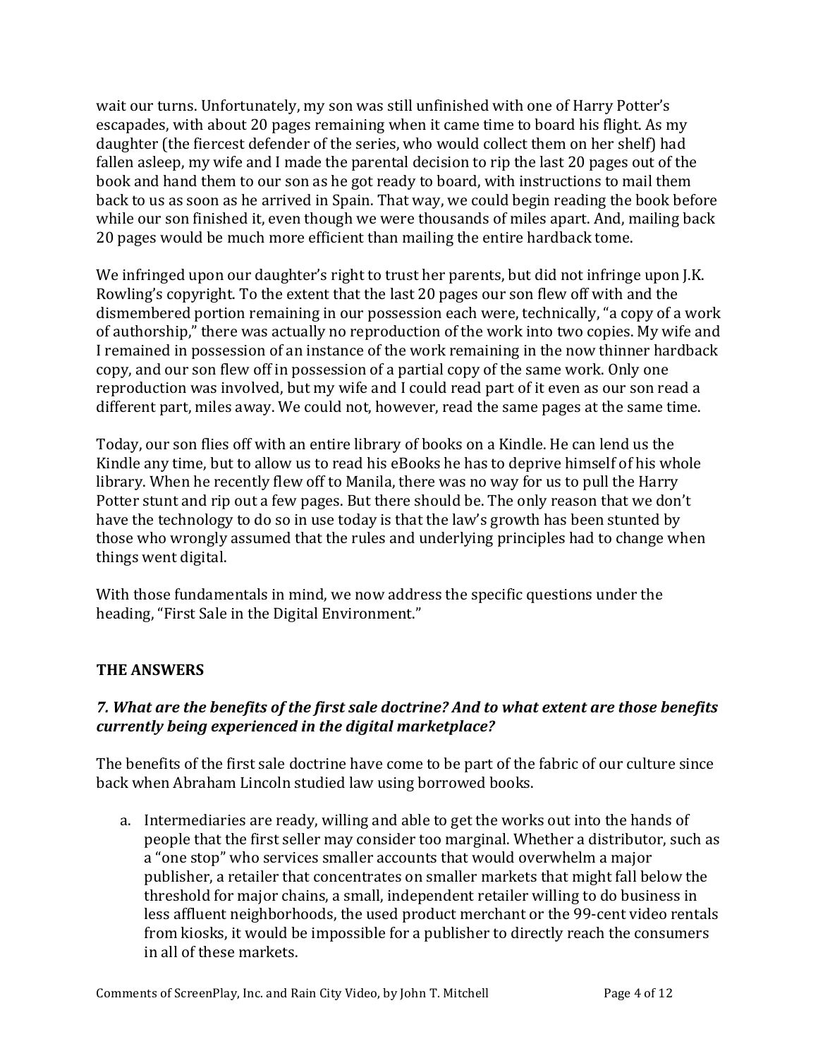wait our turns. Unfortunately, my son was still unfinished with one of Harry Potter's escapades, with about 20 pages remaining when it came time to board his flight. As my daughter (the fiercest defender of the series, who would collect them on her shelf) had fallen asleep, my wife and I made the parental decision to rip the last 20 pages out of the book and hand them to our son as he got ready to board, with instructions to mail them back to us as soon as he arrived in Spain. That way, we could begin reading the book before while our son finished it, even though we were thousands of miles apart. And, mailing back 20 pages would be much more efficient than mailing the entire hardback tome.

We infringed upon our daughter's right to trust her parents, but did not infringe upon J.K. Rowling's copyright. To the extent that the last 20 pages our son flew off with and the dismembered portion remaining in our possession each were, technically, "a copy of a work of authorship," there was actually no reproduction of the work into two copies. My wife and I remained in possession of an instance of the work remaining in the now thinner hardback copy, and our son flew off in possession of a partial copy of the same work. Only one reproduction was involved, but my wife and I could read part of it even as our son read a different part, miles away. We could not, however, read the same pages at the same time.

Today, our son flies off with an entire library of books on a Kindle. He can lend us the Kindle any time, but to allow us to read his eBooks he has to deprive himself of his whole library. When he recently flew off to Manila, there was no way for us to pull the Harry Potter stunt and rip out a few pages. But there should be. The only reason that we don't have the technology to do so in use today is that the law's growth has been stunted by those who wrongly assumed that the rules and underlying principles had to change when things went digital.

With those fundamentals in mind, we now address the specific questions under the heading, "First Sale in the Digital Environment."

## THE ANSWERS

### *7. What are the benefits of the first sale doctrine? And to what extent are those benefits currently being experienced in the digital marketplace?*

The benefits of the first sale doctrine have come to be part of the fabric of our culture since back when Abraham Lincoln studied law using borrowed books.

a. Intermediaries are ready, willing and able to get the works out into the hands of people that the first seller may consider too marginal. Whether a distributor, such as a "one stop" who services smaller accounts that would overwhelm a major publisher, a retailer that concentrates on smaller markets that might fall below the threshold for major chains, a small, independent retailer willing to do business in less affluent neighborhoods, the used product merchant or the 99-cent video rentals from kiosks, it would be impossible for a publisher to directly reach the consumers in all of these markets.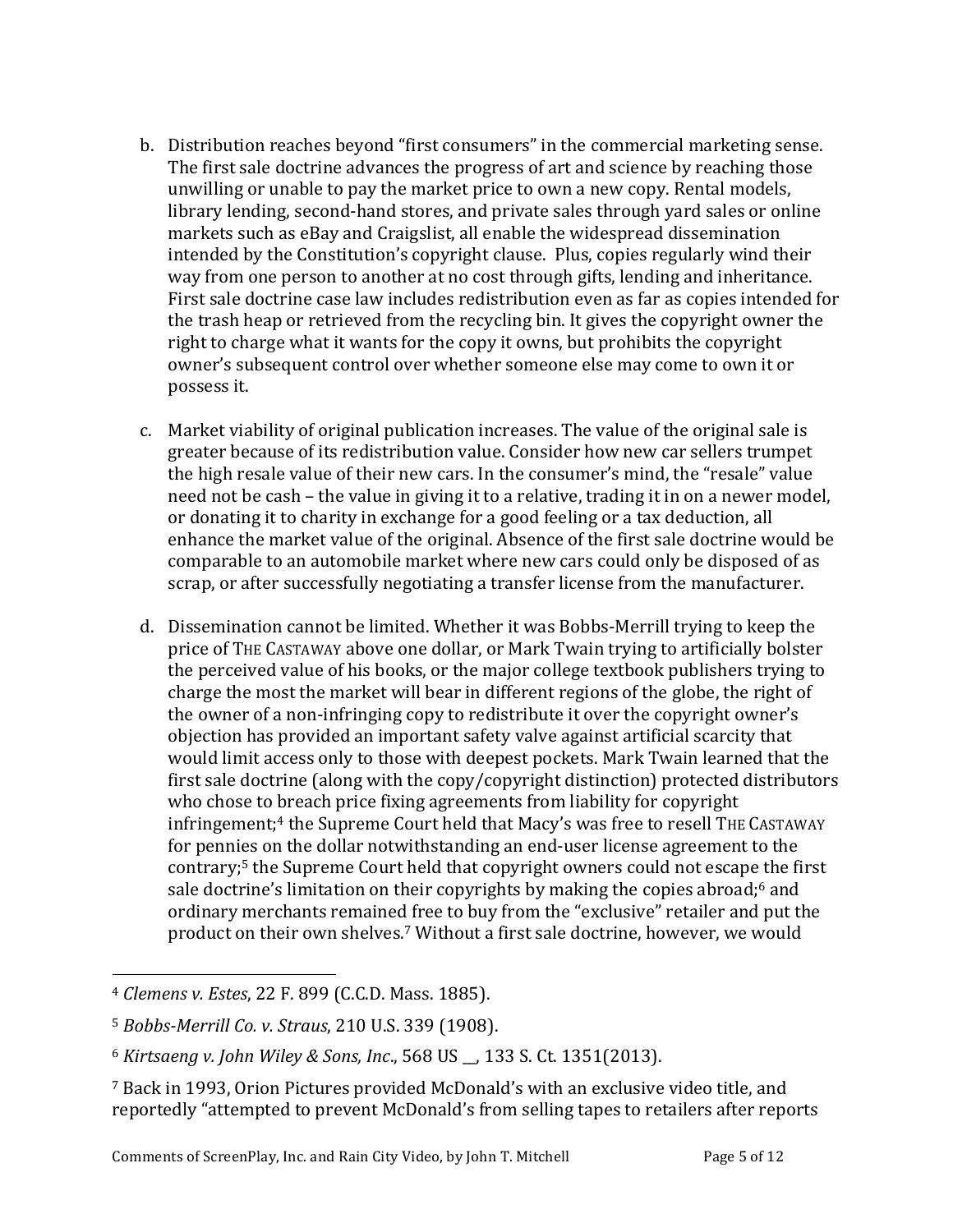b. Distribution reaches beyond "first consumers" in the commercial marketing sense. The first sale doctrine advances the progress of art and science by reaching those unwilling or unable to pay the market price to own a new copy. Rental models, library lending, second-hand stores, and private sales through yard sales or online markets such as eBay and Craigslist, all enable the widespread dissemination intended by the Constitution's copyright clause. Plus, copies regularly wind their way from one person to another at no cost through gifts, lending and inheritance. First sale doctrine case law includes redistribution even as far as copies intended for the trash heap or retrieved from the recycling bin. It gives the copyright owner the right to charge what it wants for the copy it owns, but prohibits the copyright owner's subsequent control over whether someone else may come to own it or possess it.

c. Market viability of original publication increases. The value of the original sale is greater because of its redistribution value. Consider how new car sellers trumpet the high resale value of their new cars. In the consumer's mind, the "resale" value need not be cash – the value in giving it to a relative, trading it in on a newer model, or donating it to charity in exchange for a good feeling or a tax deduction, all enhance the market value of the original. Absence of the first sale doctrine would be comparable to an automobile market where new cars could only be disposed of as scrap, or after successfully negotiating a transfer license from the manufacturer.

d. Dissemination cannot be limited. Whether it was Bobbs-Merrill trying to keep the price of THE CASTAWAY above one dollar, or Mark Twain trying to artificially bolster the perceived value of his books, or the major college textbook publishers trying to charge the most the market will bear in different regions of the globe, the right of the owner of a non-infringing copy to redistribute it over the copyright owner's objection has provided an important safety valve against artificial scarcity that would limit access only to those with deepest pockets. Mark Twain learned that the first sale doctrine (along with the copy/copyright distinction) protected distributors who chose to breach price fixing agreements from liability for copyright infringement;[4] the Supreme Court held that Macy's was free to resell THE CASTAWAY for pennies on the dollar notwithstanding an end-user license agreement to the contrary;[5] the Supreme Court held that copyright owners could not escape the first sale doctrine's limitation on their copyrights by making the copies abroad;[6] and ordinary merchants remained free to buy from the "exclusive" retailer and put the product on their own shelves.[7] Without a first sale doctrine, however, we would

---

[4] *Clemens v. Estes*, 22 F. 899 (C.C.D. Mass. 1885).

[5] *Bobbs-Merrill Co. v. Straus*, 210 U.S. 339 (1908).

[6] *Kirtsaeng v. John Wiley & Sons, Inc.*, 568 US __, 133 S. Ct. 1351(2013).

[7] Back in 1993, Orion Pictures provided McDonald's with an exclusive video title, and reportedly "attempted to prevent McDonald's from selling tapes to retailers after reports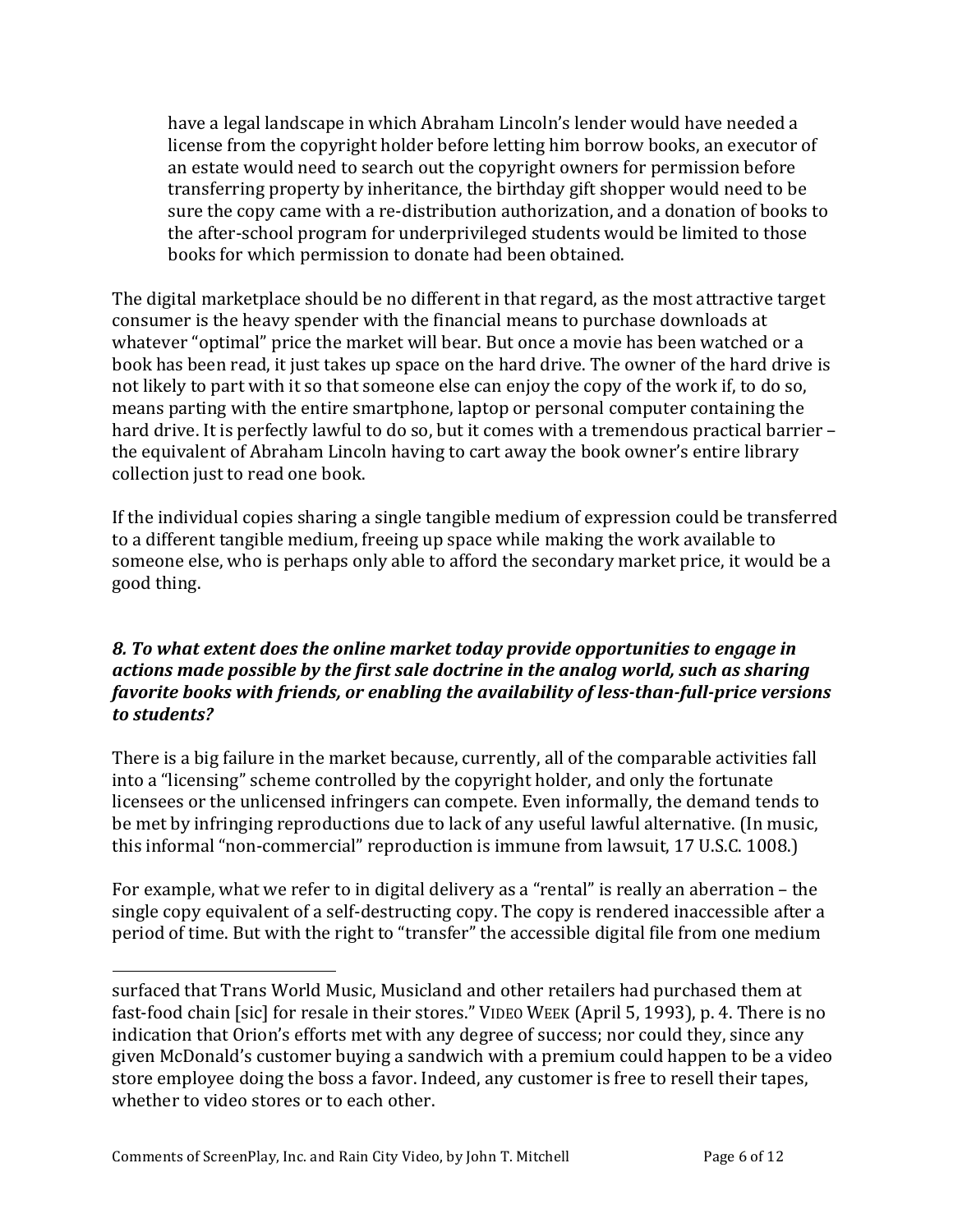> have a legal landscape in which Abraham Lincoln's lender would have needed a license from the copyright holder before letting him borrow books, an executor of an estate would need to search out the copyright owners for permission before transferring property by inheritance, the birthday gift shopper would need to be sure the copy came with a re-distribution authorization, and a donation of books to the after-school program for underprivileged students would be limited to those books for which permission to donate had been obtained.

The digital marketplace should be no different in that regard, as the most attractive target consumer is the heavy spender with the financial means to purchase downloads at whatever "optimal" price the market will bear. But once a movie has been watched or a book has been read, it just takes up space on the hard drive. The owner of the hard drive is not likely to part with it so that someone else can enjoy the copy of the work if, to do so, means parting with the entire smartphone, laptop or personal computer containing the hard drive. It is perfectly lawful to do so, but it comes with a tremendous practical barrier – the equivalent of Abraham Lincoln having to cart away the book owner's entire library collection just to read one book.

If the individual copies sharing a single tangible medium of expression could be transferred to a different tangible medium, freeing up space while making the work available to someone else, who is perhaps only able to afford the secondary market price, it would be a good thing.

***8. To what extent does the online market today provide opportunities to engage in actions made possible by the first sale doctrine in the analog world, such as sharing favorite books with friends, or enabling the availability of less-than-full-price versions to students?***

There is a big failure in the market because, currently, all of the comparable activities fall into a "licensing" scheme controlled by the copyright holder, and only the fortunate licensees or the unlicensed infringers can compete. Even informally, the demand tends to be met by infringing reproductions due to lack of any useful lawful alternative. (In music, this informal "non-commercial" reproduction is immune from lawsuit, 17 U.S.C. 1008.)

For example, what we refer to in digital delivery as a "rental" is really an aberration – the single copy equivalent of a self-destructing copy. The copy is rendered inaccessible after a period of time. But with the right to "transfer" the accessible digital file from one medium

---

surfaced that Trans World Music, Musicland and other retailers had purchased them at fast-food chain [sic] for resale in their stores." VIDEO WEEK (April 5, 1993), p. 4. There is no indication that Orion's efforts met with any degree of success; nor could they, since any given McDonald's customer buying a sandwich with a premium could happen to be a video store employee doing the boss a favor. Indeed, any customer is free to resell their tapes, whether to video stores or to each other.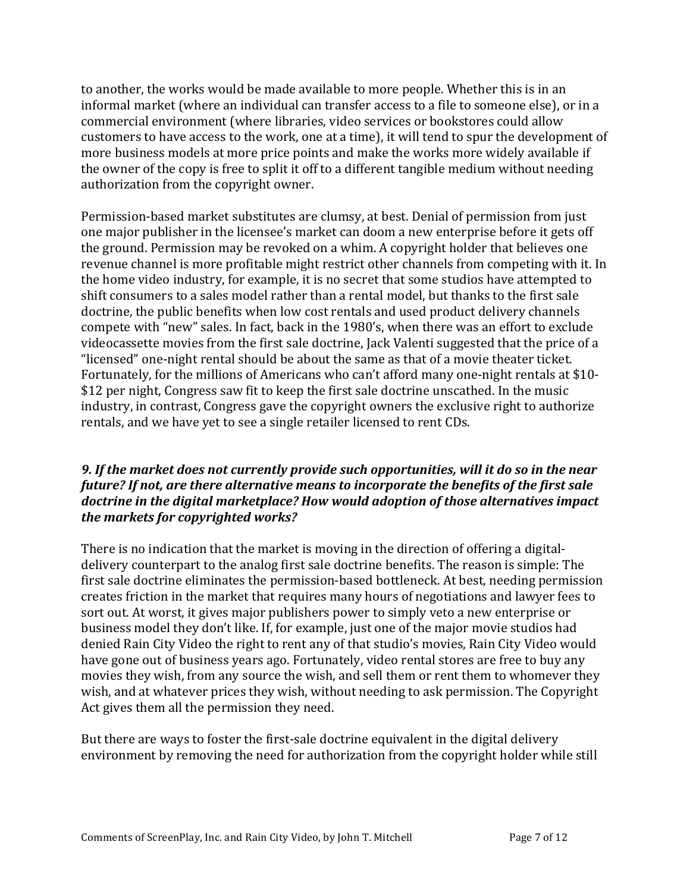to another, the works would be made available to more people. Whether this is in an informal market (where an individual can transfer access to a file to someone else), or in a commercial environment (where libraries, video services or bookstores could allow customers to have access to the work, one at a time), it will tend to spur the development of more business models at more price points and make the works more widely available if the owner of the copy is free to split it off to a different tangible medium without needing authorization from the copyright owner.

Permission-based market substitutes are clumsy, at best. Denial of permission from just one major publisher in the licensee's market can doom a new enterprise before it gets off the ground. Permission may be revoked on a whim. A copyright holder that believes one revenue channel is more profitable might restrict other channels from competing with it. In the home video industry, for example, it is no secret that some studios have attempted to shift consumers to a sales model rather than a rental model, but thanks to the first sale doctrine, the public benefits when low cost rentals and used product delivery channels compete with "new" sales. In fact, back in the 1980's, when there was an effort to exclude videocassette movies from the first sale doctrine, Jack Valenti suggested that the price of a "licensed" one-night rental should be about the same as that of a movie theater ticket. Fortunately, for the millions of Americans who can't afford many one-night rentals at $10-$12 per night, Congress saw fit to keep the first sale doctrine unscathed. In the music industry, in contrast, Congress gave the copyright owners the exclusive right to authorize rentals, and we have yet to see a single retailer licensed to rent CDs.

### *9. If the market does not currently provide such opportunities, will it do so in the near future? If not, are there alternative means to incorporate the benefits of the first sale doctrine in the digital marketplace? How would adoption of those alternatives impact the markets for copyrighted works?*

There is no indication that the market is moving in the direction of offering a digital-delivery counterpart to the analog first sale doctrine benefits. The reason is simple: The first sale doctrine eliminates the permission-based bottleneck. At best, needing permission creates friction in the market that requires many hours of negotiations and lawyer fees to sort out. At worst, it gives major publishers power to simply veto a new enterprise or business model they don't like. If, for example, just one of the major movie studios had denied Rain City Video the right to rent any of that studio's movies, Rain City Video would have gone out of business years ago. Fortunately, video rental stores are free to buy any movies they wish, from any source the wish, and sell them or rent them to whomever they wish, and at whatever prices they wish, without needing to ask permission. The Copyright Act gives them all the permission they need.

But there are ways to foster the first-sale doctrine equivalent in the digital delivery environment by removing the need for authorization from the copyright holder while still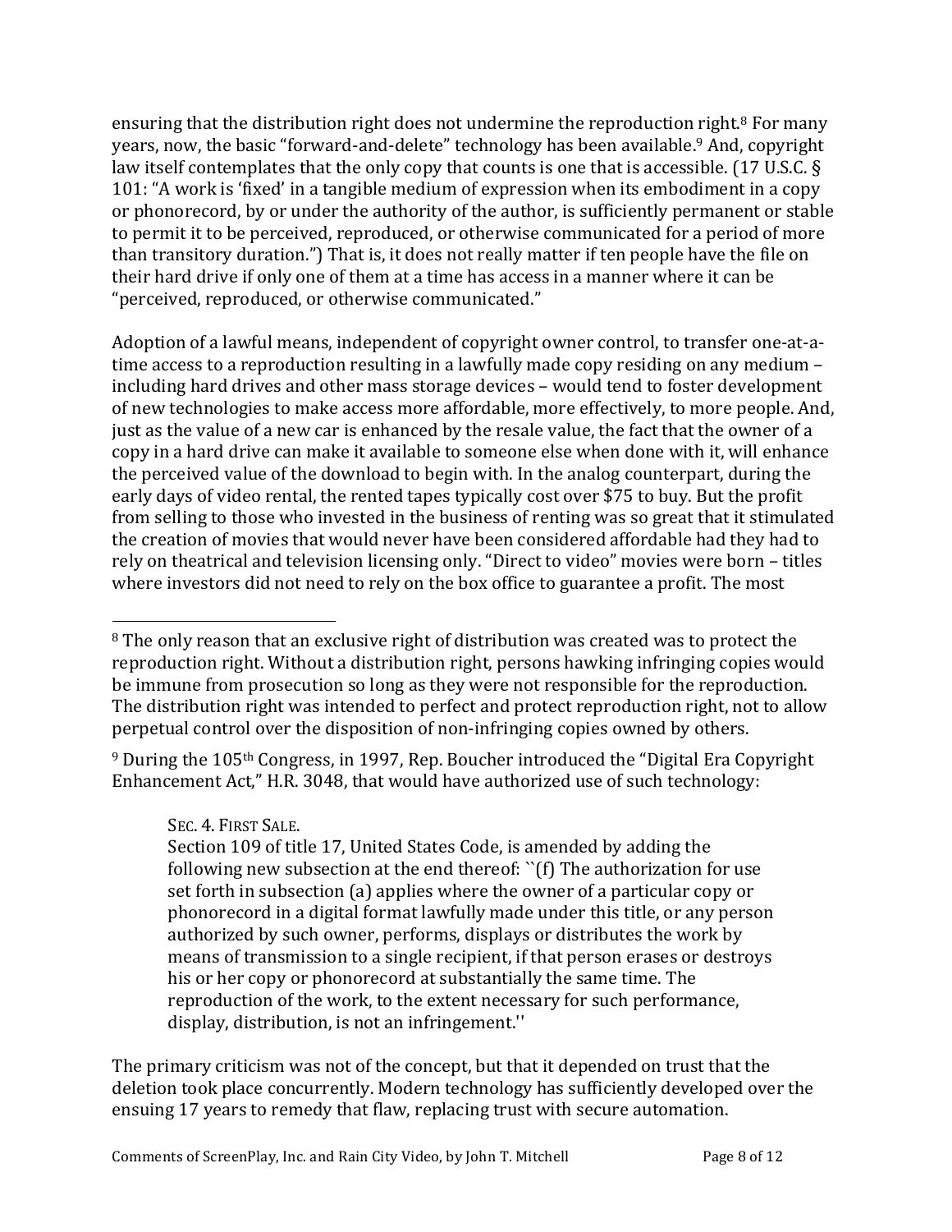ensuring that the distribution right does not undermine the reproduction right.[8] For many years, now, the basic "forward-and-delete" technology has been available.[9] And, copyright law itself contemplates that the only copy that counts is one that is accessible. (17 U.S.C. § 101: "A work is 'fixed' in a tangible medium of expression when its embodiment in a copy or phonorecord, by or under the authority of the author, is sufficiently permanent or stable to permit it to be perceived, reproduced, or otherwise communicated for a period of more than transitory duration.") That is, it does not really matter if ten people have the file on their hard drive if only one of them at a time has access in a manner where it can be "perceived, reproduced, or otherwise communicated."

Adoption of a lawful means, independent of copyright owner control, to transfer one-at-a-time access to a reproduction resulting in a lawfully made copy residing on any medium – including hard drives and other mass storage devices – would tend to foster development of new technologies to make access more affordable, more effectively, to more people. And, just as the value of a new car is enhanced by the resale value, the fact that the owner of a copy in a hard drive can make it available to someone else when done with it, will enhance the perceived value of the download to begin with. In the analog counterpart, during the early days of video rental, the rented tapes typically cost over $75 to buy. But the profit from selling to those who invested in the business of renting was so great that it stimulated the creation of movies that would never have been considered affordable had they had to rely on theatrical and television licensing only. "Direct to video" movies were born – titles where investors did not need to rely on the box office to guarantee a profit. The most

---

[8] The only reason that an exclusive right of distribution was created was to protect the reproduction right. Without a distribution right, persons hawking infringing copies would be immune from prosecution so long as they were not responsible for the reproduction. The distribution right was intended to perfect and protect reproduction right, not to allow perpetual control over the disposition of non-infringing copies owned by others.

[9] During the 105th Congress, in 1997, Rep. Boucher introduced the "Digital Era Copyright Enhancement Act," H.R. 3048, that would have authorized use of such technology:

> SEC. 4. FIRST SALE.
> Section 109 of title 17, United States Code, is amended by adding the following new subsection at the end thereof: ``(f) The authorization for use set forth in subsection (a) applies where the owner of a particular copy or phonorecord in a digital format lawfully made under this title, or any person authorized by such owner, performs, displays or distributes the work by means of transmission to a single recipient, if that person erases or destroys his or her copy or phonorecord at substantially the same time. The reproduction of the work, to the extent necessary for such performance, display, distribution, is not an infringement.''

The primary criticism was not of the concept, but that it depended on trust that the deletion took place concurrently. Modern technology has sufficiently developed over the ensuing 17 years to remedy that flaw, replacing trust with secure automation.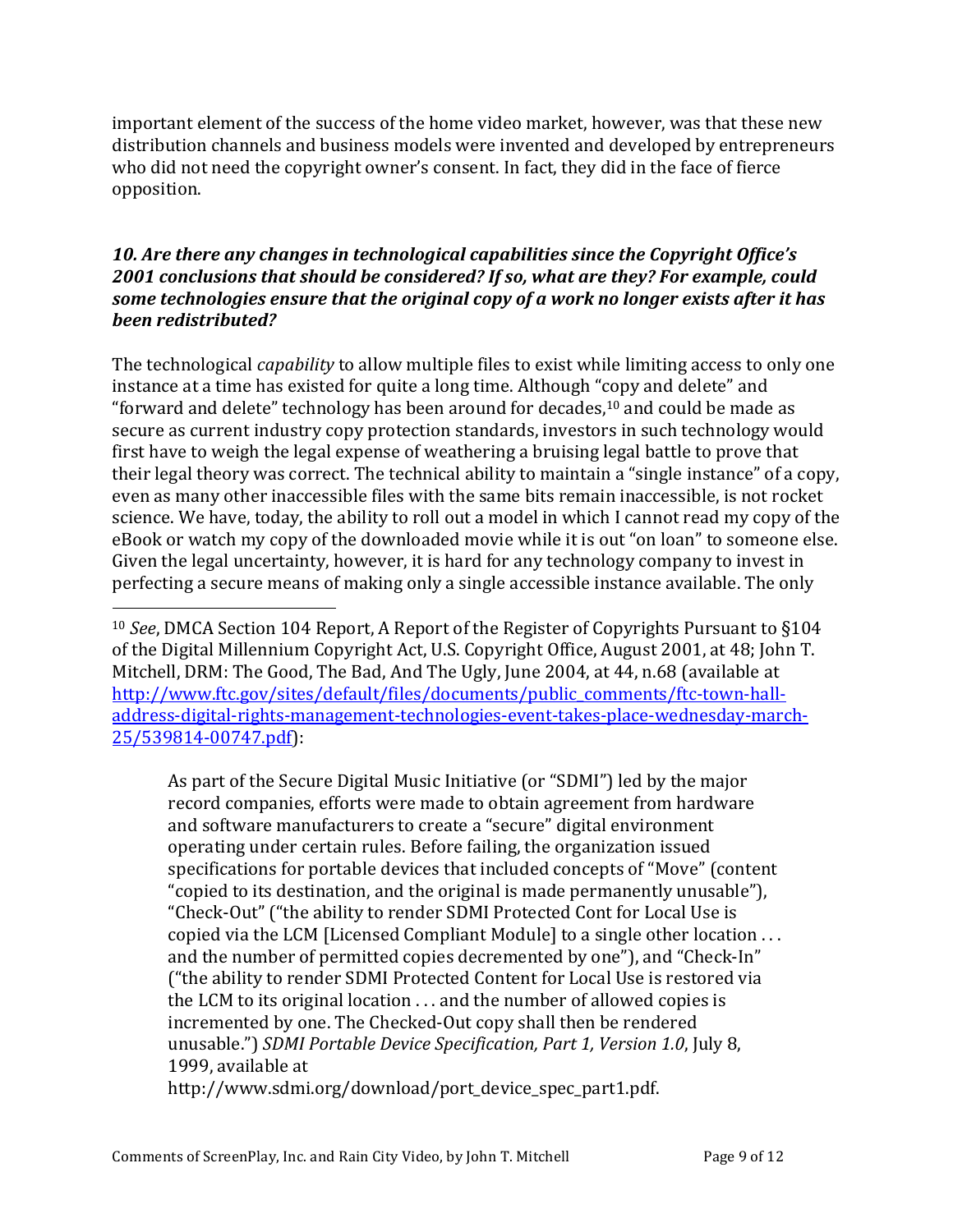important element of the success of the home video market, however, was that these new distribution channels and business models were invented and developed by entrepreneurs who did not need the copyright owner's consent. In fact, they did in the face of fierce opposition.

### *10. Are there any changes in technological capabilities since the Copyright Office's 2001 conclusions that should be considered? If so, what are they? For example, could some technologies ensure that the original copy of a work no longer exists after it has been redistributed?*

The technological *capability* to allow multiple files to exist while limiting access to only one instance at a time has existed for quite a long time. Although "copy and delete" and "forward and delete" technology has been around for decades,[10] and could be made as secure as current industry copy protection standards, investors in such technology would first have to weigh the legal expense of weathering a bruising legal battle to prove that their legal theory was correct. The technical ability to maintain a "single instance" of a copy, even as many other inaccessible files with the same bits remain inaccessible, is not rocket science. We have, today, the ability to roll out a model in which I cannot read my copy of the eBook or watch my copy of the downloaded movie while it is out "on loan" to someone else. Given the legal uncertainty, however, it is hard for any technology company to invest in perfecting a secure means of making only a single accessible instance available. The only

---

[10] *See*, DMCA Section 104 Report, A Report of the Register of Copyrights Pursuant to §104 of the Digital Millennium Copyright Act, U.S. Copyright Office, August 2001, at 48; John T. Mitchell, DRM: The Good, The Bad, And The Ugly, June 2004, at 44, n.68 (available at [http://www.ftc.gov/sites/default/files/documents/public_comments/ftc-town-hall-address-digital-rights-management-technologies-event-takes-place-wednesday-march-25/539814-00747.pdf](http://www.ftc.gov/sites/default/files/documents/public_comments/ftc-town-hall-address-digital-rights-management-technologies-event-takes-place-wednesday-march-25/539814-00747.pdf)):

> As part of the Secure Digital Music Initiative (or "SDMI") led by the major record companies, efforts were made to obtain agreement from hardware and software manufacturers to create a "secure" digital environment operating under certain rules. Before failing, the organization issued specifications for portable devices that included concepts of "Move" (content "copied to its destination, and the original is made permanently unusable"), "Check-Out" ("the ability to render SDMI Protected Cont for Local Use is copied via the LCM [Licensed Compliant Module] to a single other location . . . and the number of permitted copies decremented by one"), and "Check-In" ("the ability to render SDMI Protected Content for Local Use is restored via the LCM to its original location . . . and the number of allowed copies is incremented by one. The Checked-Out copy shall then be rendered unusable.") *SDMI Portable Device Specification, Part 1, Version 1.0*, July 8, 1999, available at http://www.sdmi.org/download/port_device_spec_part1.pdf.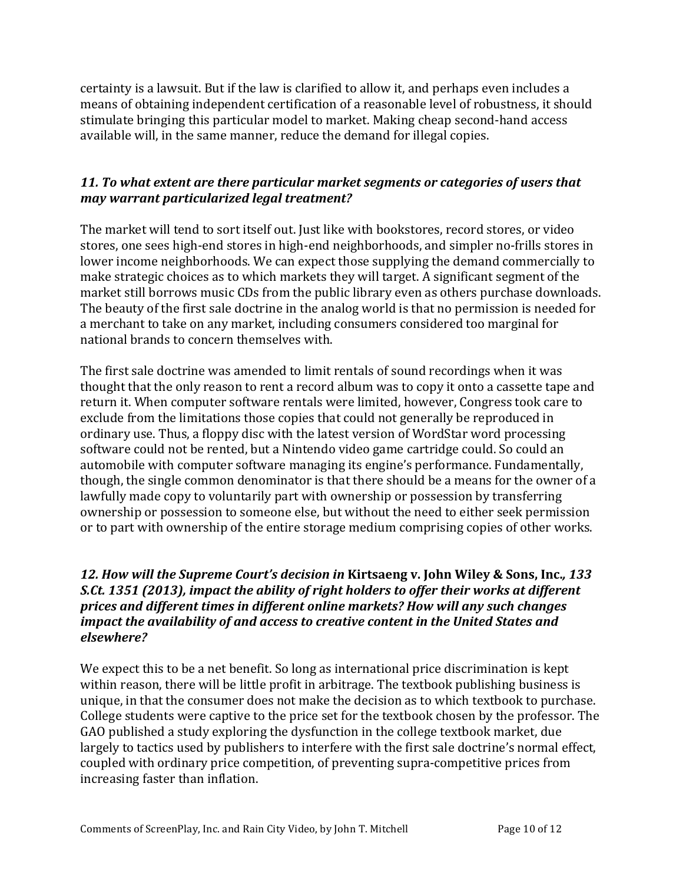certainty is a lawsuit. But if the law is clarified to allow it, and perhaps even includes a means of obtaining independent certification of a reasonable level of robustness, it should stimulate bringing this particular model to market. Making cheap second-hand access available will, in the same manner, reduce the demand for illegal copies.

### *11. To what extent are there particular market segments or categories of users that may warrant particularized legal treatment?*

The market will tend to sort itself out. Just like with bookstores, record stores, or video stores, one sees high-end stores in high-end neighborhoods, and simpler no-frills stores in lower income neighborhoods. We can expect those supplying the demand commercially to make strategic choices as to which markets they will target. A significant segment of the market still borrows music CDs from the public library even as others purchase downloads. The beauty of the first sale doctrine in the analog world is that no permission is needed for a merchant to take on any market, including consumers considered too marginal for national brands to concern themselves with.

The first sale doctrine was amended to limit rentals of sound recordings when it was thought that the only reason to rent a record album was to copy it onto a cassette tape and return it. When computer software rentals were limited, however, Congress took care to exclude from the limitations those copies that could not generally be reproduced in ordinary use. Thus, a floppy disc with the latest version of WordStar word processing software could not be rented, but a Nintendo video game cartridge could. So could an automobile with computer software managing its engine's performance. Fundamentally, though, the single common denominator is that there should be a means for the owner of a lawfully made copy to voluntarily part with ownership or possession by transferring ownership or possession to someone else, but without the need to either seek permission or to part with ownership of the entire storage medium comprising copies of other works.

### *12. How will the Supreme Court's decision in* **Kirtsaeng v. John Wiley & Sons, Inc.***, 133 S.Ct. 1351 (2013), impact the ability of right holders to offer their works at different prices and different times in different online markets? How will any such changes impact the availability of and access to creative content in the United States and elsewhere?*

We expect this to be a net benefit. So long as international price discrimination is kept within reason, there will be little profit in arbitrage. The textbook publishing business is unique, in that the consumer does not make the decision as to which textbook to purchase. College students were captive to the price set for the textbook chosen by the professor. The GAO published a study exploring the dysfunction in the college textbook market, due largely to tactics used by publishers to interfere with the first sale doctrine's normal effect, coupled with ordinary price competition, of preventing supra-competitive prices from increasing faster than inflation.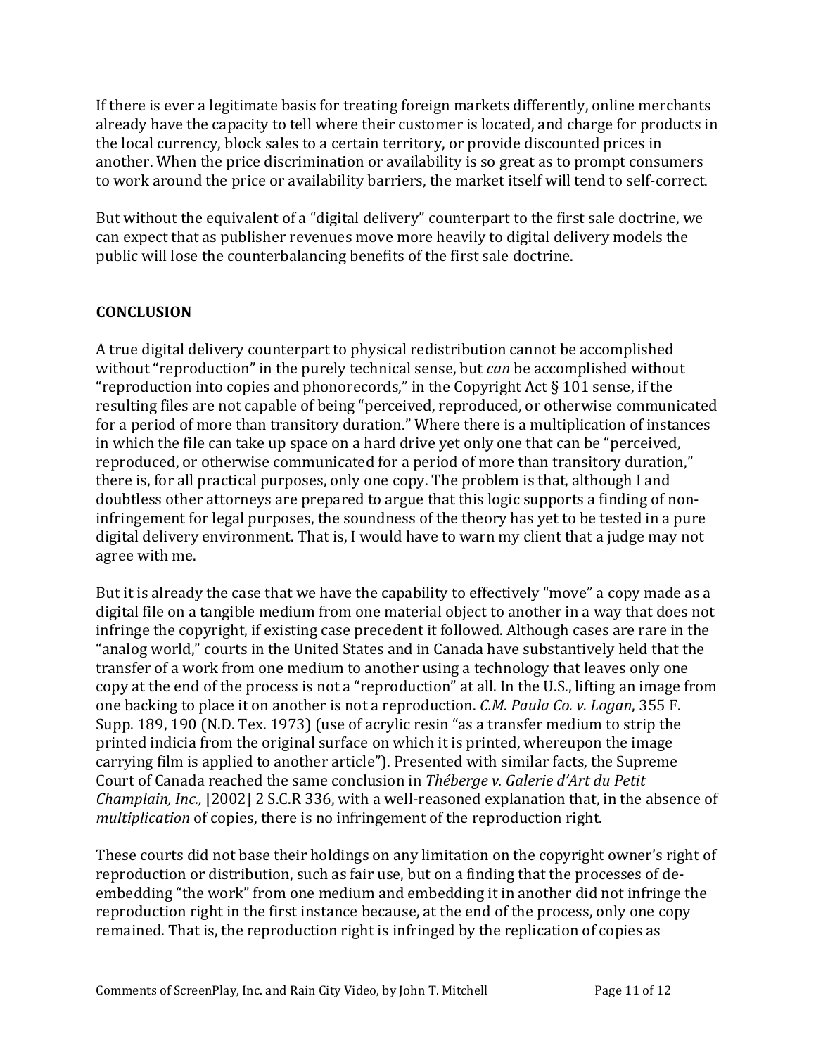If there is ever a legitimate basis for treating foreign markets differently, online merchants already have the capacity to tell where their customer is located, and charge for products in the local currency, block sales to a certain territory, or provide discounted prices in another. When the price discrimination or availability is so great as to prompt consumers to work around the price or availability barriers, the market itself will tend to self-correct.

But without the equivalent of a "digital delivery" counterpart to the first sale doctrine, we can expect that as publisher revenues move more heavily to digital delivery models the public will lose the counterbalancing benefits of the first sale doctrine.

## CONCLUSION

A true digital delivery counterpart to physical redistribution cannot be accomplished without "reproduction" in the purely technical sense, but *can* be accomplished without "reproduction into copies and phonorecords," in the Copyright Act § 101 sense, if the resulting files are not capable of being "perceived, reproduced, or otherwise communicated for a period of more than transitory duration." Where there is a multiplication of instances in which the file can take up space on a hard drive yet only one that can be "perceived, reproduced, or otherwise communicated for a period of more than transitory duration," there is, for all practical purposes, only one copy. The problem is that, although I and doubtless other attorneys are prepared to argue that this logic supports a finding of non-infringement for legal purposes, the soundness of the theory has yet to be tested in a pure digital delivery environment. That is, I would have to warn my client that a judge may not agree with me.

But it is already the case that we have the capability to effectively "move" a copy made as a digital file on a tangible medium from one material object to another in a way that does not infringe the copyright, if existing case precedent it followed. Although cases are rare in the "analog world," courts in the United States and in Canada have substantively held that the transfer of a work from one medium to another using a technology that leaves only one copy at the end of the process is not a "reproduction" at all. In the U.S., lifting an image from one backing to place it on another is not a reproduction. *C.M. Paula Co. v. Logan*, 355 F. Supp. 189, 190 (N.D. Tex. 1973) (use of acrylic resin "as a transfer medium to strip the printed indicia from the original surface on which it is printed, whereupon the image carrying film is applied to another article"). Presented with similar facts, the Supreme Court of Canada reached the same conclusion in *Théberge v. Galerie d'Art du Petit Champlain, Inc.,* [2002] 2 S.C.R 336, with a well-reasoned explanation that, in the absence of *multiplication* of copies, there is no infringement of the reproduction right.

These courts did not base their holdings on any limitation on the copyright owner's right of reproduction or distribution, such as fair use, but on a finding that the processes of de-embedding "the work" from one medium and embedding it in another did not infringe the reproduction right in the first instance because, at the end of the process, only one copy remained. That is, the reproduction right is infringed by the replication of copies as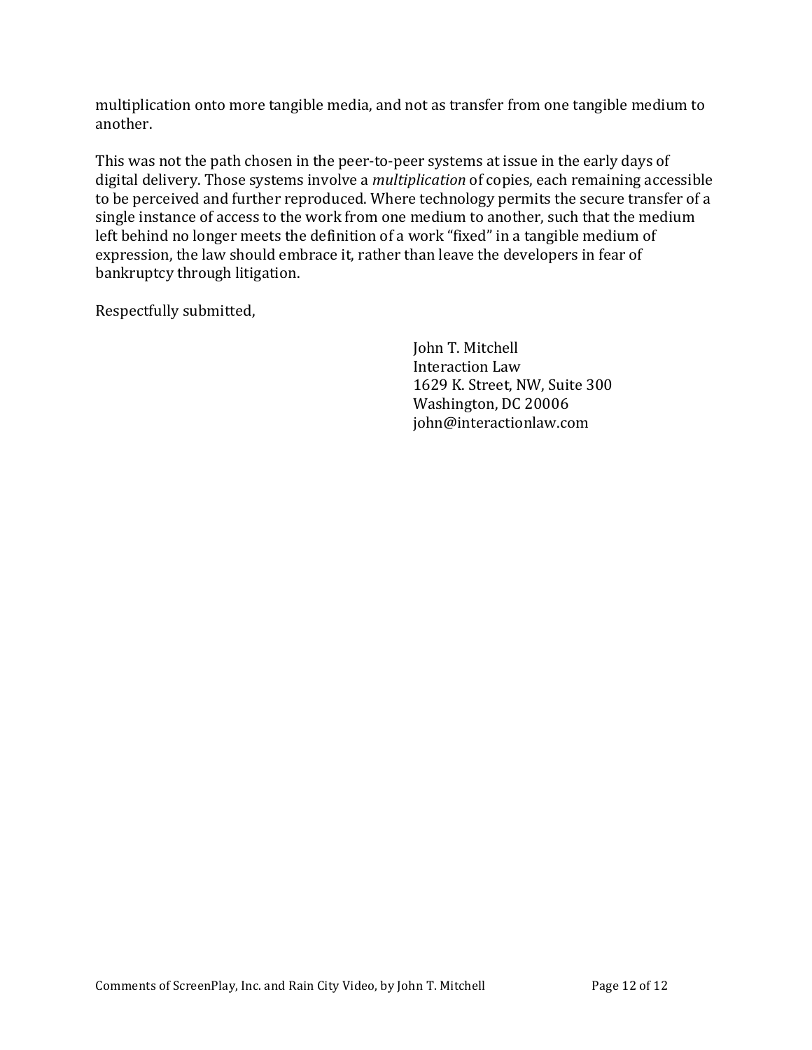multiplication onto more tangible media, and not as transfer from one tangible medium to another.

This was not the path chosen in the peer-to-peer systems at issue in the early days of digital delivery. Those systems involve a *multiplication* of copies, each remaining accessible to be perceived and further reproduced. Where technology permits the secure transfer of a single instance of access to the work from one medium to another, such that the medium left behind no longer meets the definition of a work "fixed" in a tangible medium of expression, the law should embrace it, rather than leave the developers in fear of bankruptcy through litigation.

Respectfully submitted,

John T. Mitchell
Interaction Law
1629 K. Street, NW, Suite 300
Washington, DC 20006
john@interactionlaw.com